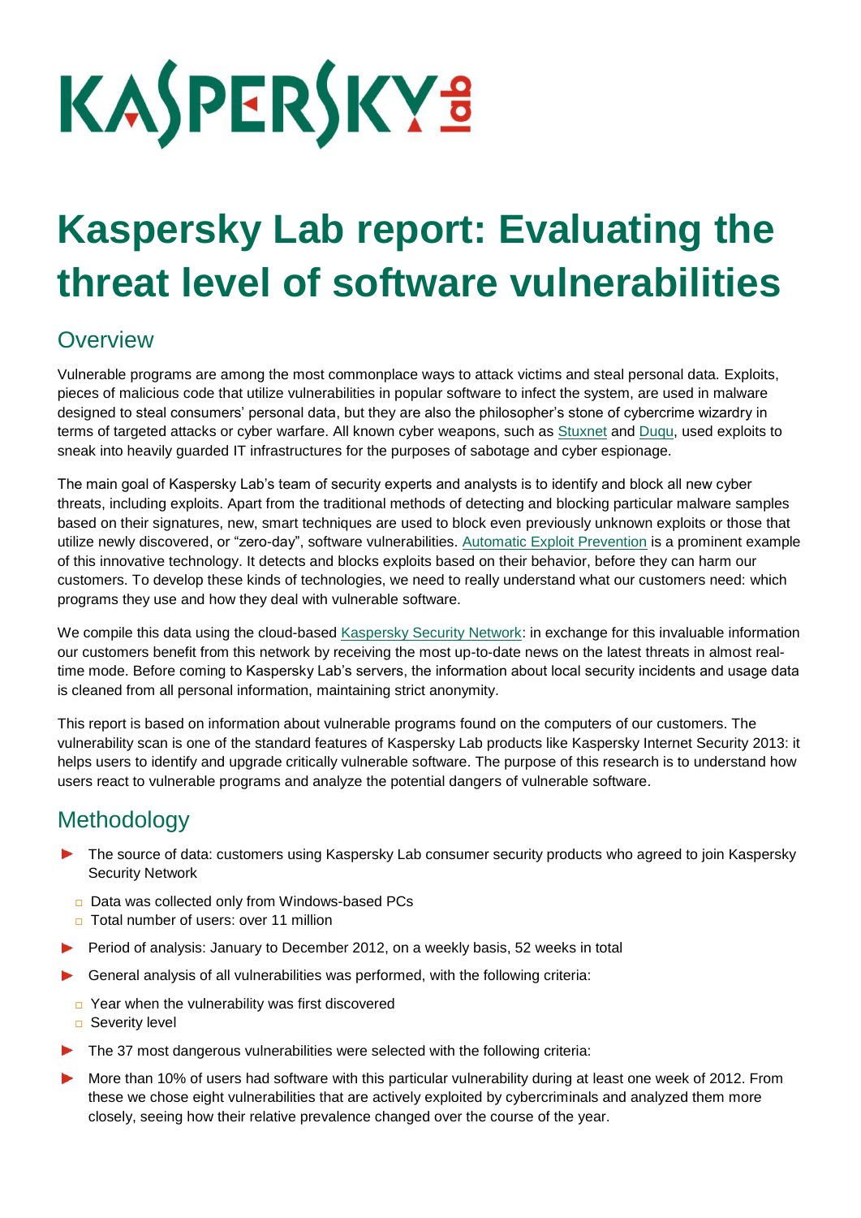KASPERSKY lab

# Kaspersky Lab report: Evaluating the threat level of software vulnerabilities

## Overview

Vulnerable programs are among the most commonplace ways to attack victims and steal personal data. Exploits, pieces of malicious code that utilize vulnerabilities in popular software to infect the system, are used in malware designed to steal consumers' personal data, but they are also the philosopher's stone of cybercrime wizardry in terms of targeted attacks or cyber warfare. All known cyber weapons, such as Stuxnet and Duqu, used exploits to sneak into heavily guarded IT infrastructures for the purposes of sabotage and cyber espionage.

The main goal of Kaspersky Lab's team of security experts and analysts is to identify and block all new cyber threats, including exploits. Apart from the traditional methods of detecting and blocking particular malware samples based on their signatures, new, smart techniques are used to block even previously unknown exploits or those that utilize newly discovered, or "zero-day", software vulnerabilities. Automatic Exploit Prevention is a prominent example of this innovative technology. It detects and blocks exploits based on their behavior, before they can harm our customers. To develop these kinds of technologies, we need to really understand what our customers need: which programs they use and how they deal with vulnerable software.

We compile this data using the cloud-based Kaspersky Security Network: in exchange for this invaluable information our customers benefit from this network by receiving the most up-to-date news on the latest threats in almost real-time mode. Before coming to Kaspersky Lab's servers, the information about local security incidents and usage data is cleaned from all personal information, maintaining strict anonymity.

This report is based on information about vulnerable programs found on the computers of our customers. The vulnerability scan is one of the standard features of Kaspersky Lab products like Kaspersky Internet Security 2013: it helps users to identify and upgrade critically vulnerable software. The purpose of this research is to understand how users react to vulnerable programs and analyze the potential dangers of vulnerable software.

## Methodology

- The source of data: customers using Kaspersky Lab consumer security products who agreed to join Kaspersky Security Network
  - Data was collected only from Windows-based PCs
  - Total number of users: over 11 million
- Period of analysis: January to December 2012, on a weekly basis, 52 weeks in total
- General analysis of all vulnerabilities was performed, with the following criteria:
  - Year when the vulnerability was first discovered
  - Severity level
- The 37 most dangerous vulnerabilities were selected with the following criteria:
- More than 10% of users had software with this particular vulnerability during at least one week of 2012. From these we chose eight vulnerabilities that are actively exploited by cybercriminals and analyzed them more closely, seeing how their relative prevalence changed over the course of the year.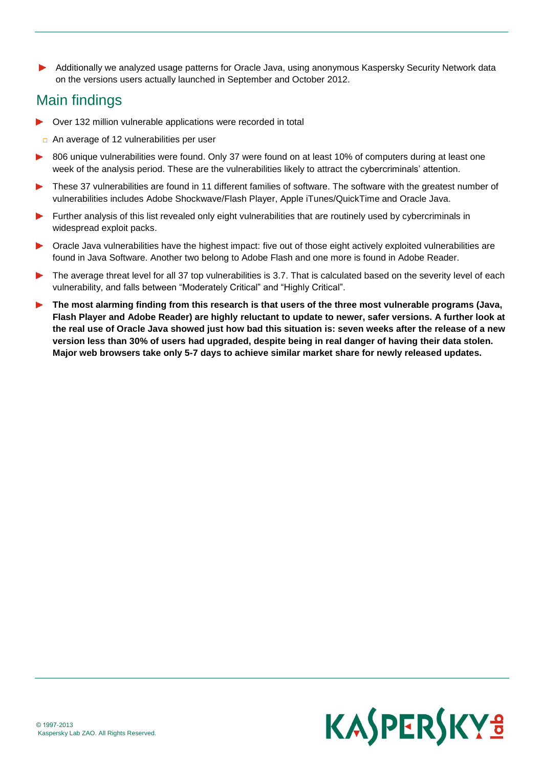- Additionally we analyzed usage patterns for Oracle Java, using anonymous Kaspersky Security Network data on the versions users actually launched in September and October 2012.

## Main findings

- Over 132 million vulnerable applications were recorded in total
  - An average of 12 vulnerabilities per user
- 806 unique vulnerabilities were found. Only 37 were found on at least 10% of computers during at least one week of the analysis period. These are the vulnerabilities likely to attract the cybercriminals' attention.
- These 37 vulnerabilities are found in 11 different families of software. The software with the greatest number of vulnerabilities includes Adobe Shockwave/Flash Player, Apple iTunes/QuickTime and Oracle Java.
- Further analysis of this list revealed only eight vulnerabilities that are routinely used by cybercriminals in widespread exploit packs.
- Oracle Java vulnerabilities have the highest impact: five out of those eight actively exploited vulnerabilities are found in Java Software. Another two belong to Adobe Flash and one more is found in Adobe Reader.
- The average threat level for all 37 top vulnerabilities is 3.7. That is calculated based on the severity level of each vulnerability, and falls between "Moderately Critical" and "Highly Critical".
- **The most alarming finding from this research is that users of the three most vulnerable programs (Java, Flash Player and Adobe Reader) are highly reluctant to update to newer, safer versions. A further look at the real use of Oracle Java showed just how bad this situation is: seven weeks after the release of a new version less than 30% of users had upgraded, despite being in real danger of having their data stolen. Major web browsers take only 5-7 days to achieve similar market share for newly released updates.**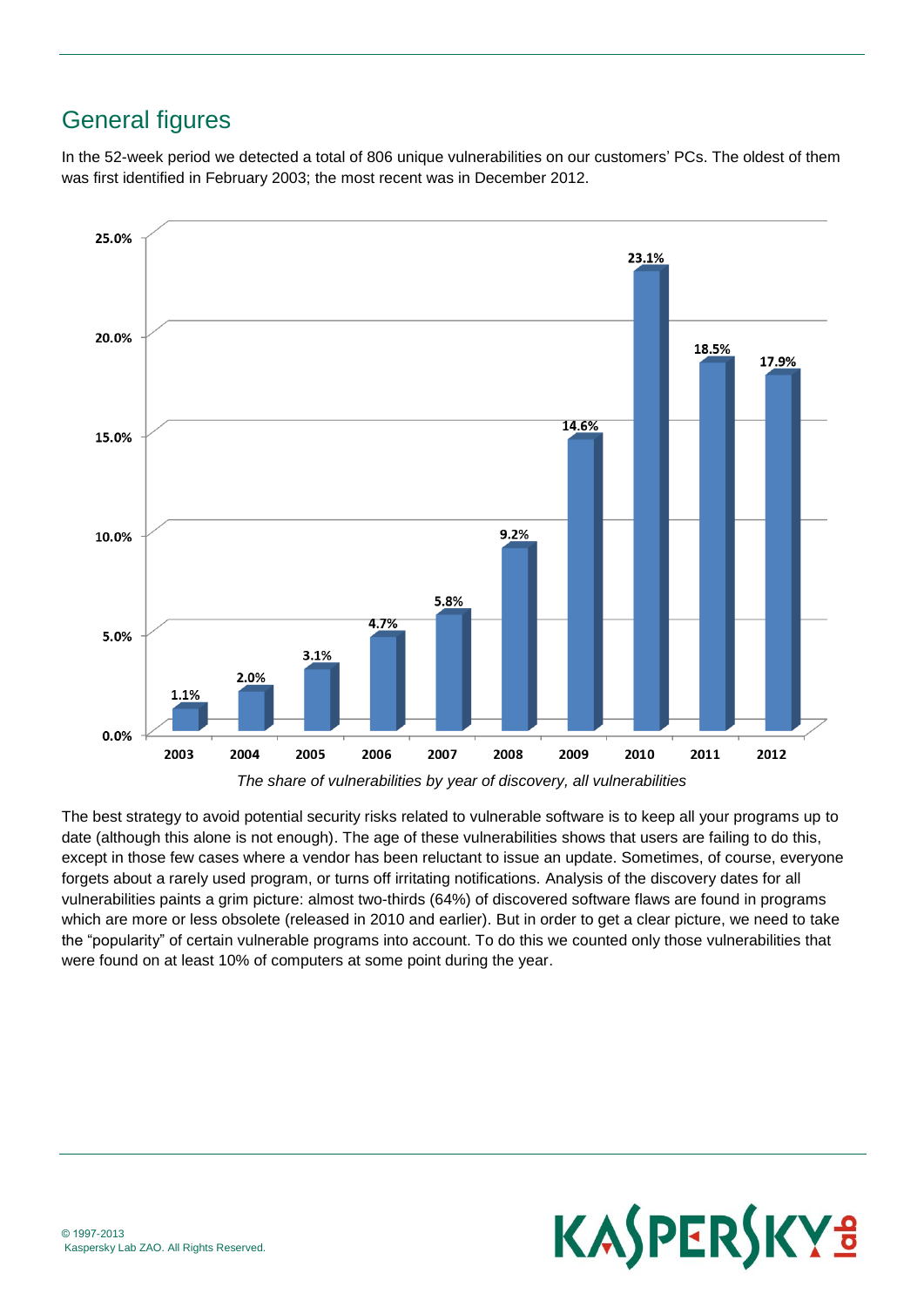## General figures

In the 52-week period we detected a total of 806 unique vulnerabilities on our customers' PCs. The oldest of them was first identified in February 2003; the most recent was in December 2012.

| Year | Share |
|---|---|
| 2003 | 1.1% |
| 2004 | 2.0% |
| 2005 | 3.1% |
| 2006 | 4.7% |
| 2007 | 5.8% |
| 2008 | 9.2% |
| 2009 | 14.6% |
| 2010 | 23.1% |
| 2011 | 18.5% |
| 2012 | 17.9% |

*The share of vulnerabilities by year of discovery, all vulnerabilities*

The best strategy to avoid potential security risks related to vulnerable software is to keep all your programs up to date (although this alone is not enough). The age of these vulnerabilities shows that users are failing to do this, except in those few cases where a vendor has been reluctant to issue an update. Sometimes, of course, everyone forgets about a rarely used program, or turns off irritating notifications. Analysis of the discovery dates for all vulnerabilities paints a grim picture: almost two-thirds (64%) of discovered software flaws are found in programs which are more or less obsolete (released in 2010 and earlier). But in order to get a clear picture, we need to take the "popularity" of certain vulnerable programs into account. To do this we counted only those vulnerabilities that were found on at least 10% of computers at some point during the year.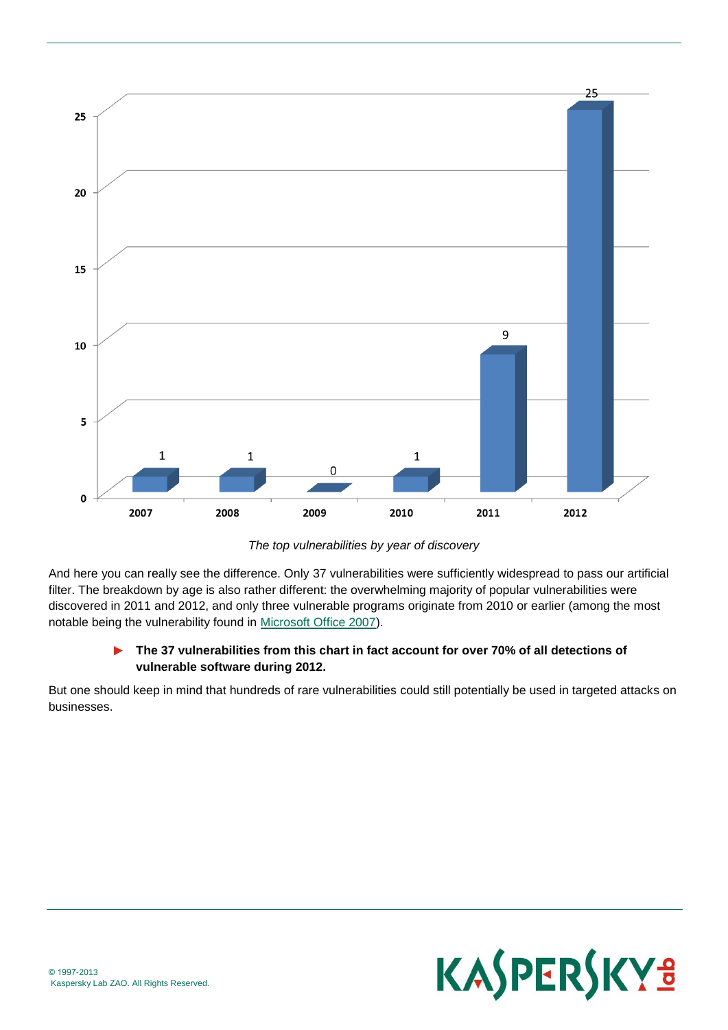*The top vulnerabilities by year of discovery*

And here you can really see the difference. Only 37 vulnerabilities were sufficiently widespread to pass our artificial filter. The breakdown by age is also rather different: the overwhelming majority of popular vulnerabilities were discovered in 2011 and 2012, and only three vulnerable programs originate from 2010 or earlier (among the most notable being the vulnerability found in Microsoft Office 2007).

- **The 37 vulnerabilities from this chart in fact account for over 70% of all detections of vulnerable software during 2012.**

But one should keep in mind that hundreds of rare vulnerabilities could still potentially be used in targeted attacks on businesses.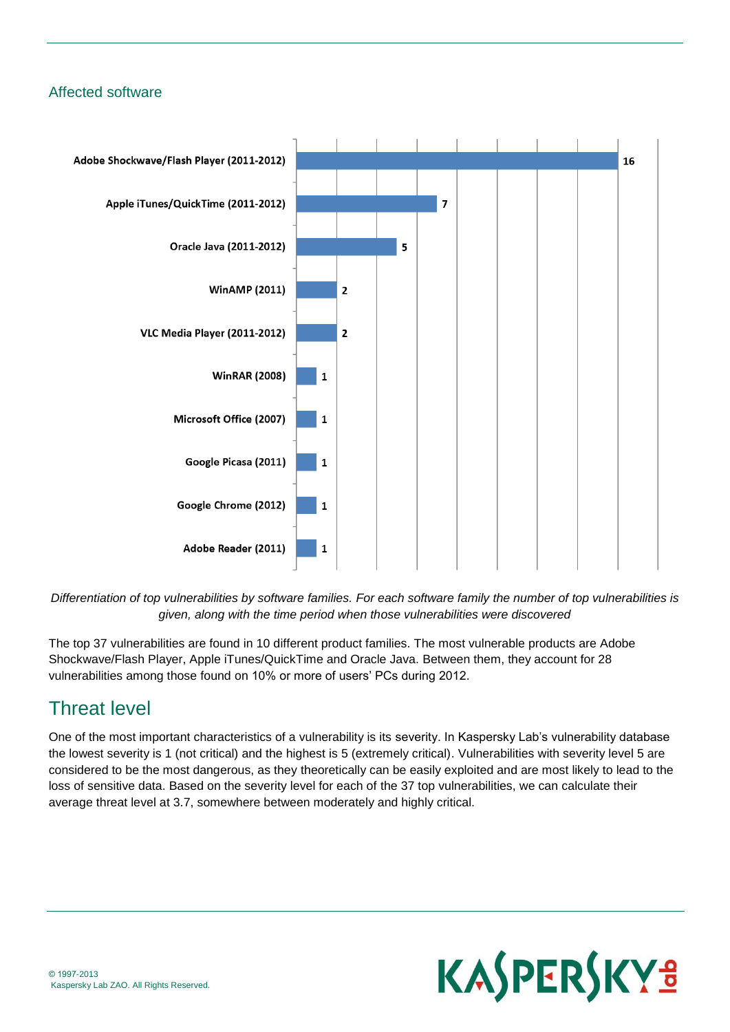## Affected software

| Software | Number of top vulnerabilities |
|---|---|
| Adobe Shockwave/Flash Player (2011-2012) | 16 |
| Apple iTunes/QuickTime (2011-2012) | 7 |
| Oracle Java (2011-2012) | 5 |
| WinAMP (2011) | 2 |
| VLC Media Player (2011-2012) | 2 |
| WinRAR (2008) | 1 |
| Microsoft Office (2007) | 1 |
| Google Picasa (2011) | 1 |
| Google Chrome (2012) | 1 |
| Adobe Reader (2011) | 1 |

*Differentiation of top vulnerabilities by software families. For each software family the number of top vulnerabilities is given, along with the time period when those vulnerabilities were discovered*

The top 37 vulnerabilities are found in 10 different product families. The most vulnerable products are Adobe Shockwave/Flash Player, Apple iTunes/QuickTime and Oracle Java. Between them, they account for 28 vulnerabilities among those found on 10% or more of users' PCs during 2012.

# Threat level

One of the most important characteristics of a vulnerability is its severity. In Kaspersky Lab's vulnerability database the lowest severity is 1 (not critical) and the highest is 5 (extremely critical). Vulnerabilities with severity level 5 are considered to be the most dangerous, as they theoretically can be easily exploited and are most likely to lead to the loss of sensitive data. Based on the severity level for each of the 37 top vulnerabilities, we can calculate their average threat level at 3.7, somewhere between moderately and highly critical.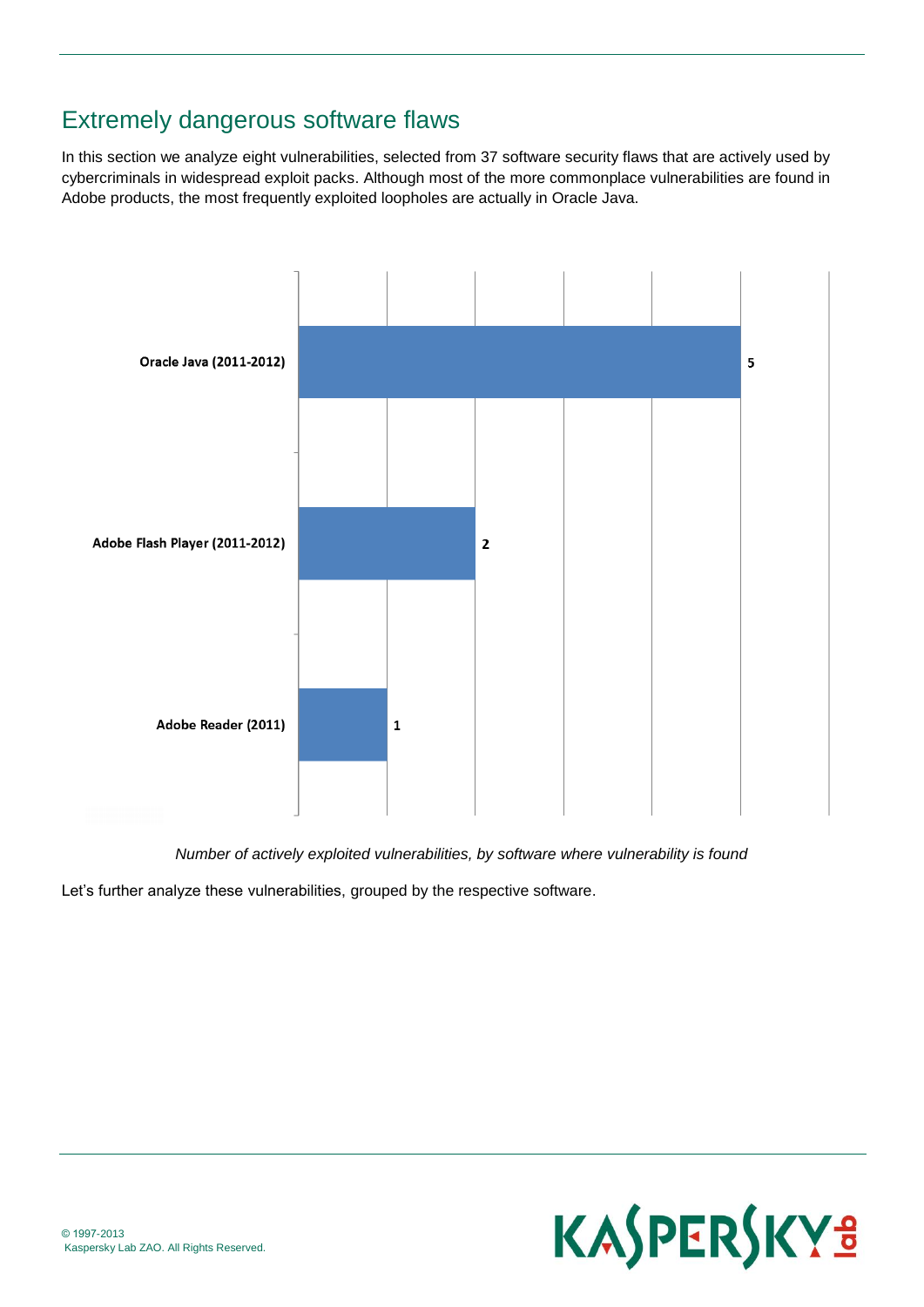# Extremely dangerous software flaws

In this section we analyze eight vulnerabilities, selected from 37 software security flaws that are actively used by cybercriminals in widespread exploit packs. Although most of the more commonplace vulnerabilities are found in Adobe products, the most frequently exploited loopholes are actually in Oracle Java.

| Software | Number |
| --- | --- |
| Oracle Java (2011-2012) | 5 |
| Adobe Flash Player (2011-2012) | 2 |
| Adobe Reader (2011) | 1 |

*Number of actively exploited vulnerabilities, by software where vulnerability is found*

Let's further analyze these vulnerabilities, grouped by the respective software.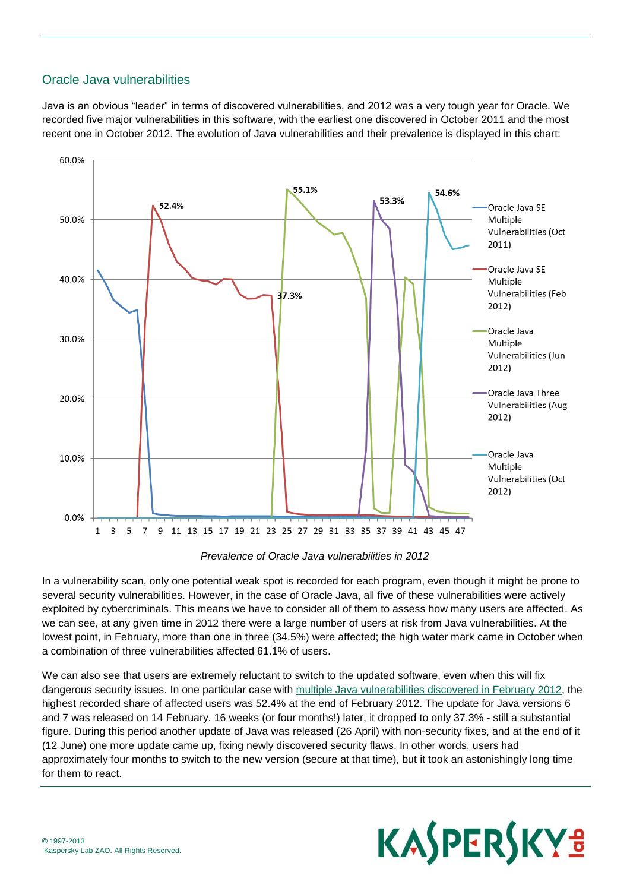## Oracle Java vulnerabilities

Java is an obvious "leader" in terms of discovered vulnerabilities, and 2012 was a very tough year for Oracle. We recorded five major vulnerabilities in this software, with the earliest one discovered in October 2011 and the most recent one in October 2012. The evolution of Java vulnerabilities and their prevalence is displayed in this chart:

*Prevalence of Oracle Java vulnerabilities in 2012*

In a vulnerability scan, only one potential weak spot is recorded for each program, even though it might be prone to several security vulnerabilities. However, in the case of Oracle Java, all five of these vulnerabilities were actively exploited by cybercriminals. This means we have to consider all of them to assess how many users are affected. As we can see, at any given time in 2012 there were a large number of users at risk from Java vulnerabilities. At the lowest point, in February, more than one in three (34.5%) were affected; the high water mark came in October when a combination of three vulnerabilities affected 61.1% of users.

We can also see that users are extremely reluctant to switch to the updated software, even when this will fix dangerous security issues. In one particular case with [multiple Java vulnerabilities discovered in February 2012](), the highest recorded share of affected users was 52.4% at the end of February 2012. The update for Java versions 6 and 7 was released on 14 February. 16 weeks (or four months!) later, it dropped to only 37.3% - still a substantial figure. During this period another update of Java was released (26 April) with non-security fixes, and at the end of it (12 June) one more update came up, fixing newly discovered security flaws. In other words, users had approximately four months to switch to the new version (secure at that time), but it took an astonishingly long time for them to react.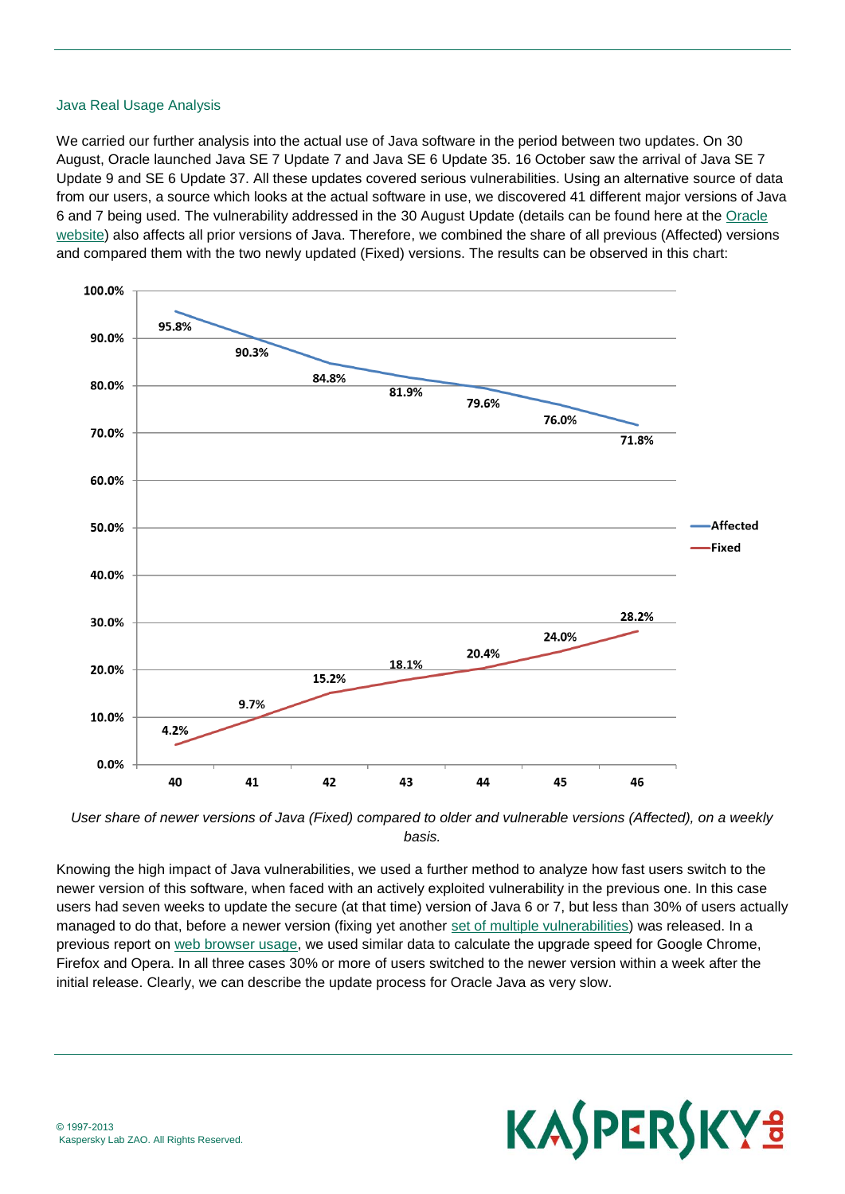## Java Real Usage Analysis

We carried our further analysis into the actual use of Java software in the period between two updates. On 30 August, Oracle launched Java SE 7 Update 7 and Java SE 6 Update 35. 16 October saw the arrival of Java SE 7 Update 9 and SE 6 Update 37. All these updates covered serious vulnerabilities. Using an alternative source of data from our users, a source which looks at the actual software in use, we discovered 41 different major versions of Java 6 and 7 being used. The vulnerability addressed in the 30 August Update (details can be found here at the Oracle website) also affects all prior versions of Java. Therefore, we combined the share of all previous (Affected) versions and compared them with the two newly updated (Fixed) versions. The results can be observed in this chart:

| Week | Affected | Fixed |
|---|---|---|
| 40 | 95.8% | 4.2% |
| 41 | 90.3% | 9.7% |
| 42 | 84.8% | 15.2% |
| 43 | 81.9% | 18.1% |
| 44 | 79.6% | 20.4% |
| 45 | 76.0% | 24.0% |
| 46 | 71.8% | 28.2% |

*User share of newer versions of Java (Fixed) compared to older and vulnerable versions (Affected), on a weekly basis.*

Knowing the high impact of Java vulnerabilities, we used a further method to analyze how fast users switch to the newer version of this software, when faced with an actively exploited vulnerability in the previous one. In this case users had seven weeks to update the secure (at that time) version of Java 6 or 7, but less than 30% of users actually managed to do that, before a newer version (fixing yet another set of multiple vulnerabilities) was released. In a previous report on web browser usage, we used similar data to calculate the upgrade speed for Google Chrome, Firefox and Opera. In all three cases 30% or more of users switched to the newer version within a week after the initial release. Clearly, we can describe the update process for Oracle Java as very slow.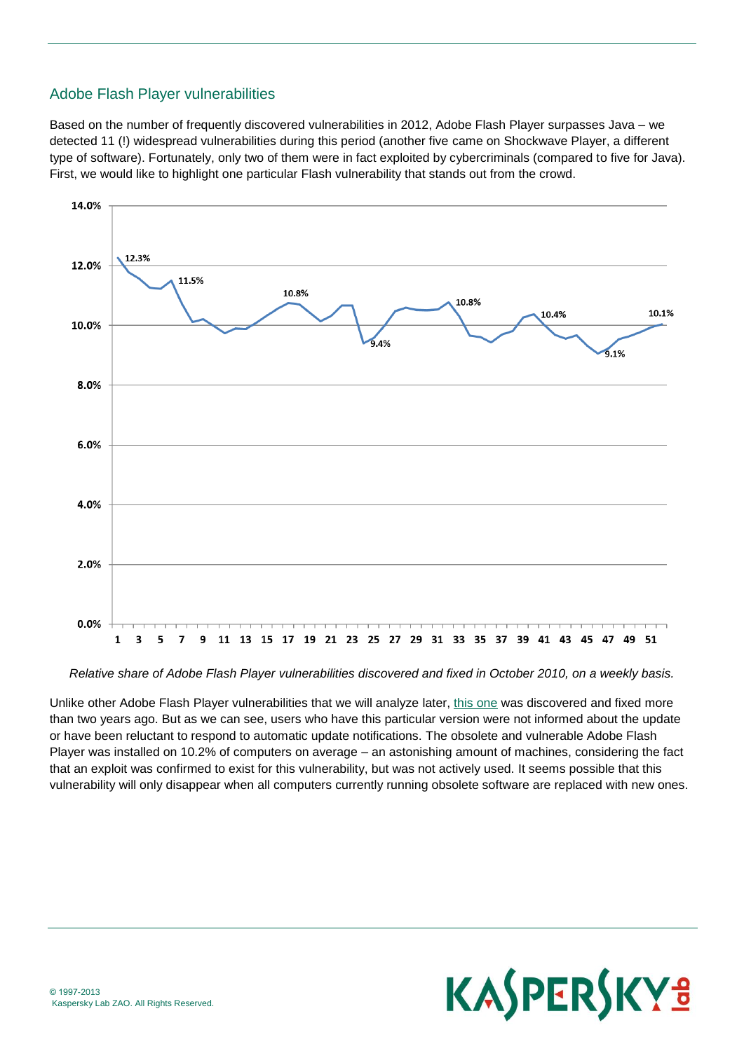## Adobe Flash Player vulnerabilities

Based on the number of frequently discovered vulnerabilities in 2012, Adobe Flash Player surpasses Java – we detected 11 (!) widespread vulnerabilities during this period (another five came on Shockwave Player, a different type of software). Fortunately, only two of them were in fact exploited by cybercriminals (compared to five for Java). First, we would like to highlight one particular Flash vulnerability that stands out from the crowd.

*Relative share of Adobe Flash Player vulnerabilities discovered and fixed in October 2010, on a weekly basis.*

Unlike other Adobe Flash Player vulnerabilities that we will analyze later, this one was discovered and fixed more than two years ago. But as we can see, users who have this particular version were not informed about the update or have been reluctant to respond to automatic update notifications. The obsolete and vulnerable Adobe Flash Player was installed on 10.2% of computers on average – an astonishing amount of machines, considering the fact that an exploit was confirmed to exist for this vulnerability, but was not actively used. It seems possible that this vulnerability will only disappear when all computers currently running obsolete software are replaced with new ones.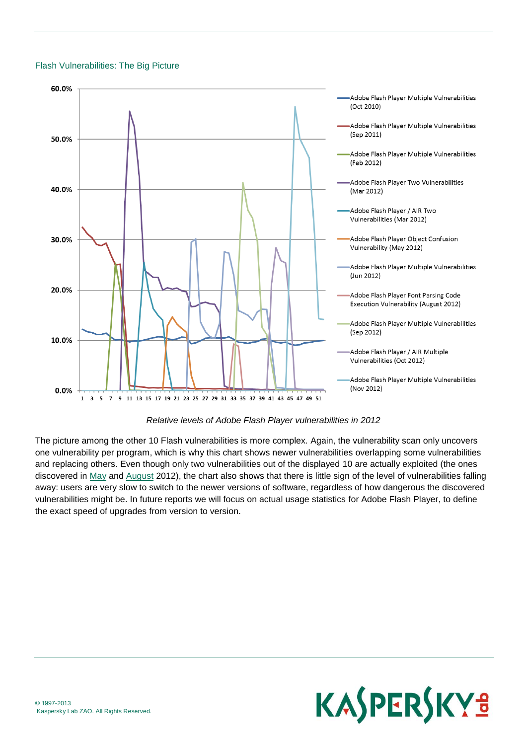### Flash Vulnerabilities: The Big Picture

*Relative levels of Adobe Flash Player vulnerabilities in 2012*

The picture among the other 10 Flash vulnerabilities is more complex. Again, the vulnerability scan only uncovers one vulnerability per program, which is why this chart shows newer vulnerabilities overlapping some vulnerabilities and replacing others. Even though only two vulnerabilities out of the displayed 10 are actually exploited (the ones discovered in May and August 2012), the chart also shows that there is little sign of the level of vulnerabilities falling away: users are very slow to switch to the newer versions of software, regardless of how dangerous the discovered vulnerabilities might be. In future reports we will focus on actual usage statistics for Adobe Flash Player, to define the exact speed of upgrades from version to version.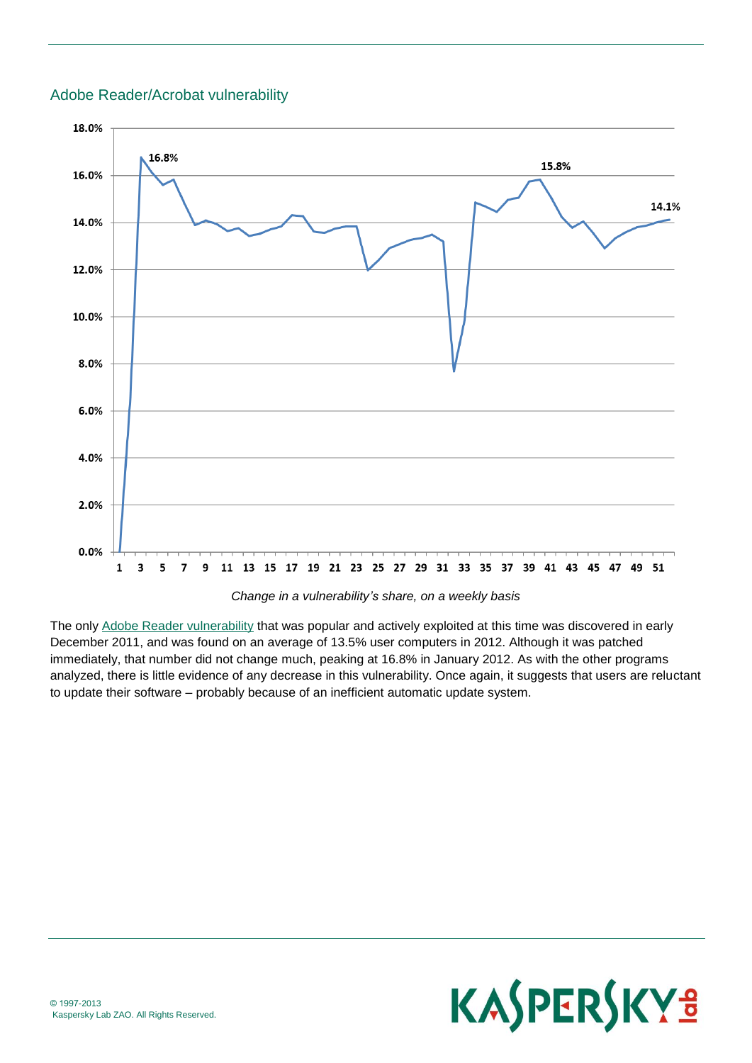## Adobe Reader/Acrobat vulnerability

*Change in a vulnerability's share, on a weekly basis*

The only Adobe Reader vulnerability that was popular and actively exploited at this time was discovered in early December 2011, and was found on an average of 13.5% user computers in 2012. Although it was patched immediately, that number did not change much, peaking at 16.8% in January 2012. As with the other programs analyzed, there is little evidence of any decrease in this vulnerability. Once again, it suggests that users are reluctant to update their software – probably because of an inefficient automatic update system.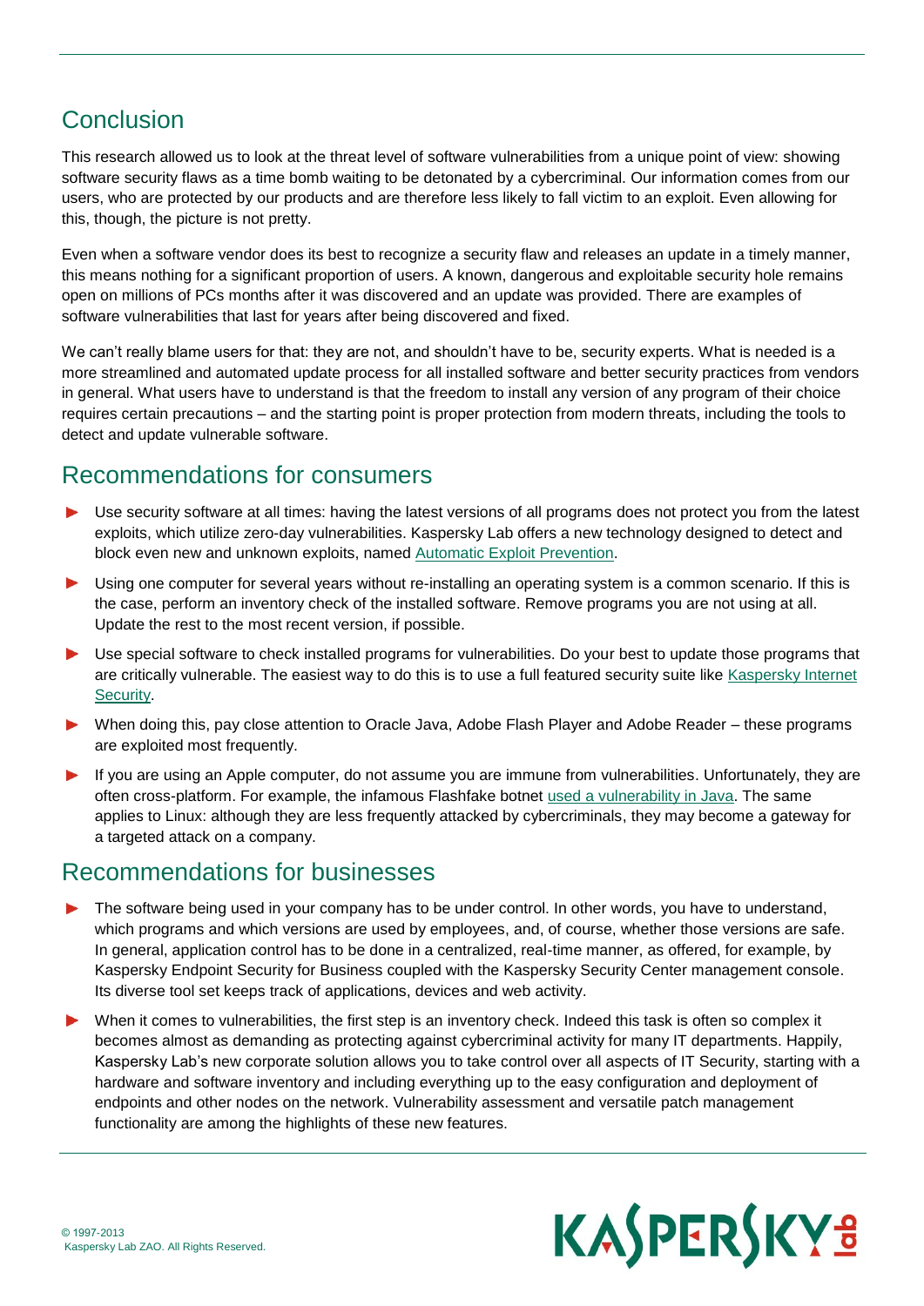## Conclusion

This research allowed us to look at the threat level of software vulnerabilities from a unique point of view: showing software security flaws as a time bomb waiting to be detonated by a cybercriminal. Our information comes from our users, who are protected by our products and are therefore less likely to fall victim to an exploit. Even allowing for this, though, the picture is not pretty.

Even when a software vendor does its best to recognize a security flaw and releases an update in a timely manner, this means nothing for a significant proportion of users. A known, dangerous and exploitable security hole remains open on millions of PCs months after it was discovered and an update was provided. There are examples of software vulnerabilities that last for years after being discovered and fixed.

We can't really blame users for that: they are not, and shouldn't have to be, security experts. What is needed is a more streamlined and automated update process for all installed software and better security practices from vendors in general. What users have to understand is that the freedom to install any version of any program of their choice requires certain precautions – and the starting point is proper protection from modern threats, including the tools to detect and update vulnerable software.

## Recommendations for consumers

- Use security software at all times: having the latest versions of all programs does not protect you from the latest exploits, which utilize zero-day vulnerabilities. Kaspersky Lab offers a new technology designed to detect and block even new and unknown exploits, named Automatic Exploit Prevention.
- Using one computer for several years without re-installing an operating system is a common scenario. If this is the case, perform an inventory check of the installed software. Remove programs you are not using at all. Update the rest to the most recent version, if possible.
- Use special software to check installed programs for vulnerabilities. Do your best to update those programs that are critically vulnerable. The easiest way to do this is to use a full featured security suite like Kaspersky Internet Security.
- When doing this, pay close attention to Oracle Java, Adobe Flash Player and Adobe Reader – these programs are exploited most frequently.
- If you are using an Apple computer, do not assume you are immune from vulnerabilities. Unfortunately, they are often cross-platform. For example, the infamous Flashfake botnet used a vulnerability in Java. The same applies to Linux: although they are less frequently attacked by cybercriminals, they may become a gateway for a targeted attack on a company.

## Recommendations for businesses

- The software being used in your company has to be under control. In other words, you have to understand, which programs and which versions are used by employees, and, of course, whether those versions are safe. In general, application control has to be done in a centralized, real-time manner, as offered, for example, by Kaspersky Endpoint Security for Business coupled with the Kaspersky Security Center management console. Its diverse tool set keeps track of applications, devices and web activity.
- When it comes to vulnerabilities, the first step is an inventory check. Indeed this task is often so complex it becomes almost as demanding as protecting against cybercriminal activity for many IT departments. Happily, Kaspersky Lab's new corporate solution allows you to take control over all aspects of IT Security, starting with a hardware and software inventory and including everything up to the easy configuration and deployment of endpoints and other nodes on the network. Vulnerability assessment and versatile patch management functionality are among the highlights of these new features.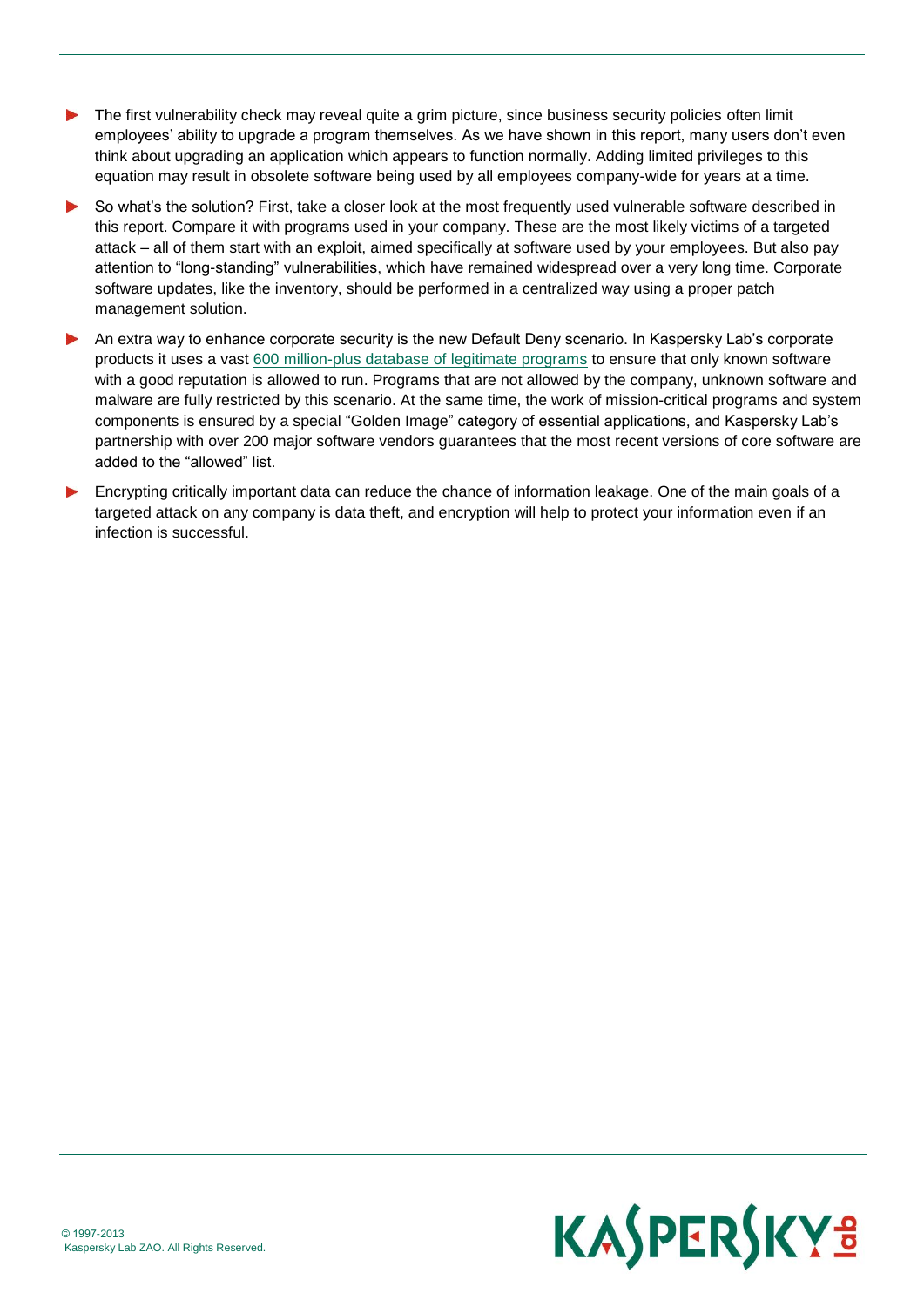- The first vulnerability check may reveal quite a grim picture, since business security policies often limit employees' ability to upgrade a program themselves. As we have shown in this report, many users don't even think about upgrading an application which appears to function normally. Adding limited privileges to this equation may result in obsolete software being used by all employees company-wide for years at a time.
- So what's the solution? First, take a closer look at the most frequently used vulnerable software described in this report. Compare it with programs used in your company. These are the most likely victims of a targeted attack – all of them start with an exploit, aimed specifically at software used by your employees. But also pay attention to "long-standing" vulnerabilities, which have remained widespread over a very long time. Corporate software updates, like the inventory, should be performed in a centralized way using a proper patch management solution.
- An extra way to enhance corporate security is the new Default Deny scenario. In Kaspersky Lab's corporate products it uses a vast 600 million-plus database of legitimate programs to ensure that only known software with a good reputation is allowed to run. Programs that are not allowed by the company, unknown software and malware are fully restricted by this scenario. At the same time, the work of mission-critical programs and system components is ensured by a special "Golden Image" category of essential applications, and Kaspersky Lab's partnership with over 200 major software vendors guarantees that the most recent versions of core software are added to the "allowed" list.
- Encrypting critically important data can reduce the chance of information leakage. One of the main goals of a targeted attack on any company is data theft, and encryption will help to protect your information even if an infection is successful.

© 1997-2013
Kaspersky Lab ZAO. All Rights Reserved.